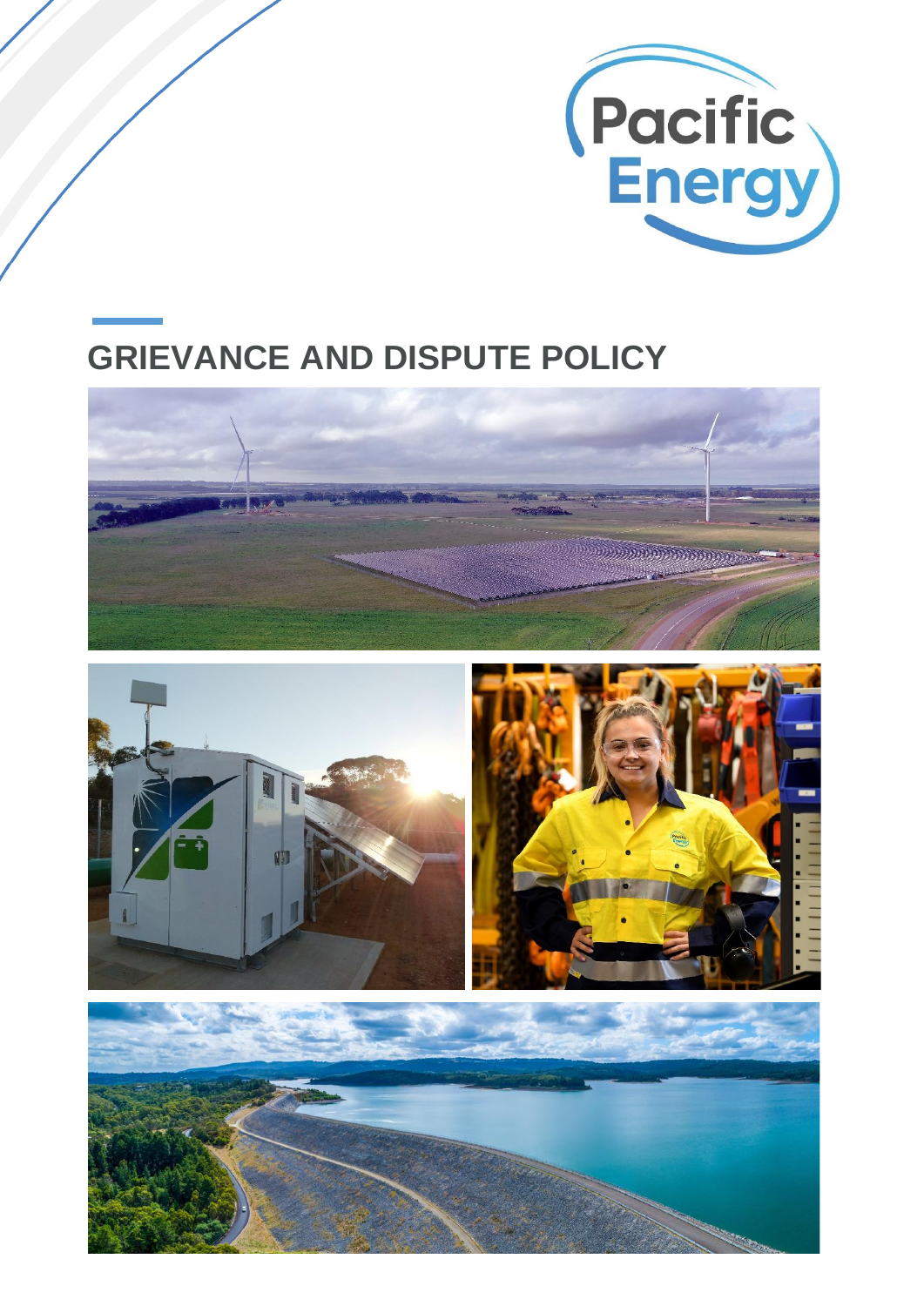Pacific Energy

# GRIEVANCE AND DISPUTE POLICY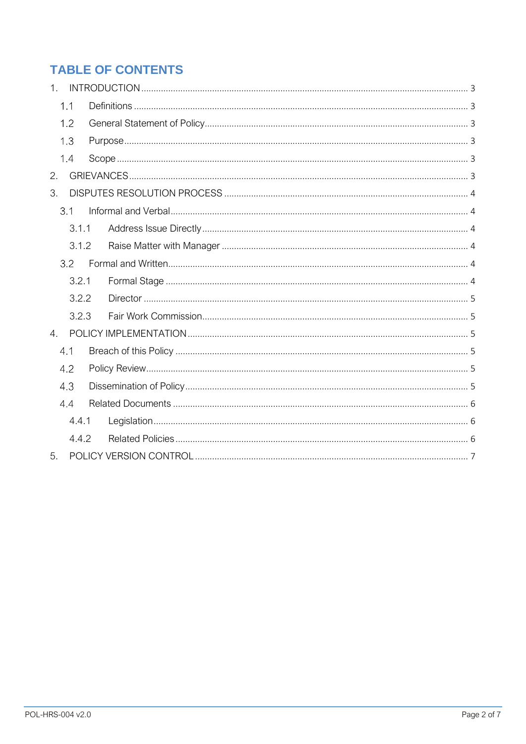# TABLE OF CONTENTS

1. INTRODUCTION ..... 3
   - 1.1 Definitions ..... 3
   - 1.2 General Statement of Policy ..... 3
   - 1.3 Purpose ..... 3
   - 1.4 Scope ..... 3
2. GRIEVANCES ..... 3
3. DISPUTES RESOLUTION PROCESS ..... 4
   - 3.1 Informal and Verbal ..... 4
     - 3.1.1 Address Issue Directly ..... 4
     - 3.1.2 Raise Matter with Manager ..... 4
   - 3.2 Formal and Written ..... 4
     - 3.2.1 Formal Stage ..... 4
     - 3.2.2 Director ..... 5
     - 3.2.3 Fair Work Commission ..... 5
4. POLICY IMPLEMENTATION ..... 5
   - 4.1 Breach of this Policy ..... 5
   - 4.2 Policy Review ..... 5
   - 4.3 Dissemination of Policy ..... 5
   - 4.4 Related Documents ..... 6
     - 4.4.1 Legislation ..... 6
     - 4.4.2 Related Policies ..... 6
5. POLICY VERSION CONTROL ..... 7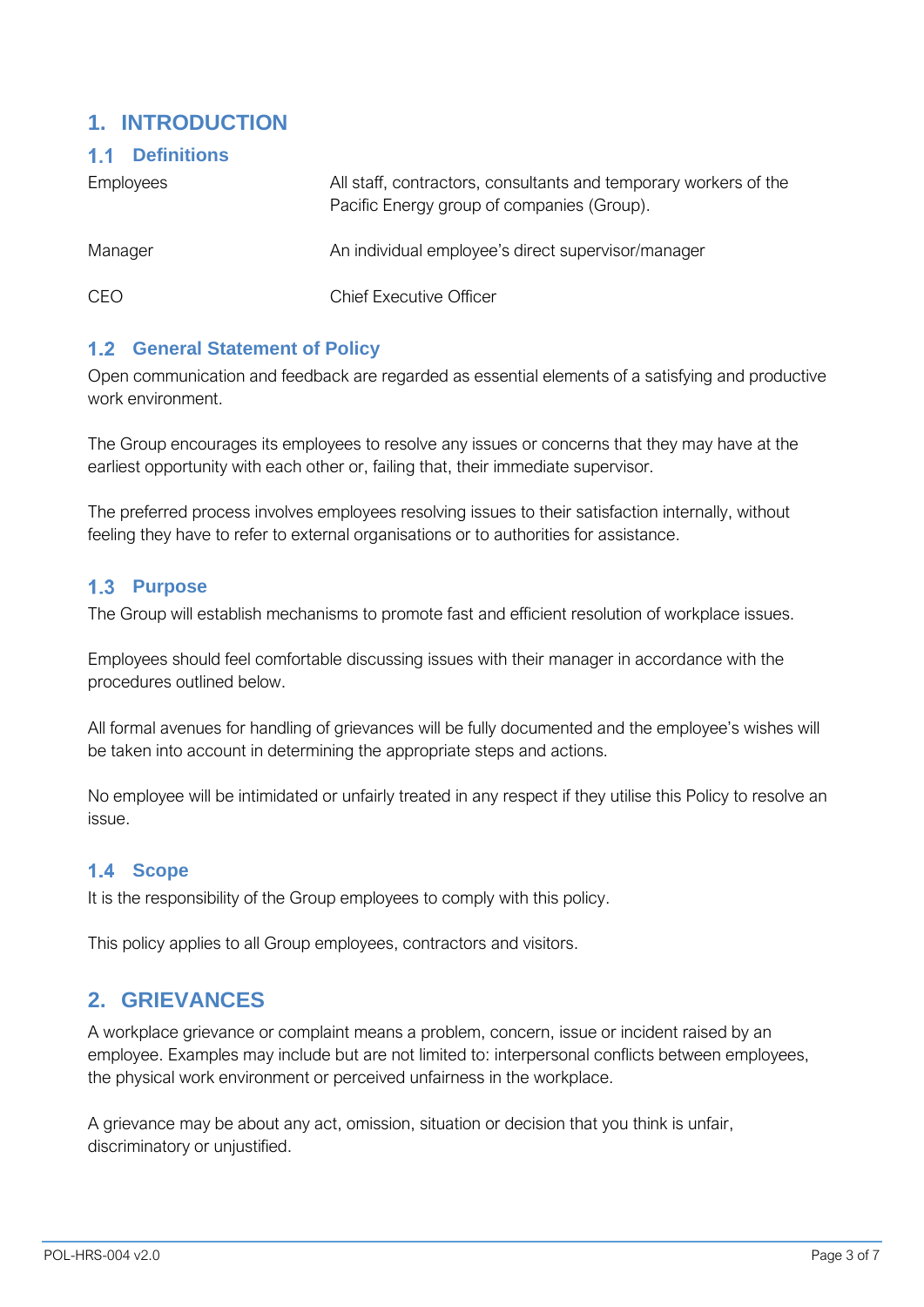# 1. INTRODUCTION

## 1.1 Definitions

| | |
|---|---|
| Employees | All staff, contractors, consultants and temporary workers of the Pacific Energy group of companies (Group). |
| Manager | An individual employee's direct supervisor/manager |
| CEO | Chief Executive Officer |

## 1.2 General Statement of Policy

Open communication and feedback are regarded as essential elements of a satisfying and productive work environment.

The Group encourages its employees to resolve any issues or concerns that they may have at the earliest opportunity with each other or, failing that, their immediate supervisor.

The preferred process involves employees resolving issues to their satisfaction internally, without feeling they have to refer to external organisations or to authorities for assistance.

## 1.3 Purpose

The Group will establish mechanisms to promote fast and efficient resolution of workplace issues.

Employees should feel comfortable discussing issues with their manager in accordance with the procedures outlined below.

All formal avenues for handling of grievances will be fully documented and the employee's wishes will be taken into account in determining the appropriate steps and actions.

No employee will be intimidated or unfairly treated in any respect if they utilise this Policy to resolve an issue.

## 1.4 Scope

It is the responsibility of the Group employees to comply with this policy.

This policy applies to all Group employees, contractors and visitors.

# 2. GRIEVANCES

A workplace grievance or complaint means a problem, concern, issue or incident raised by an employee. Examples may include but are not limited to: interpersonal conflicts between employees, the physical work environment or perceived unfairness in the workplace.

A grievance may be about any act, omission, situation or decision that you think is unfair, discriminatory or unjustified.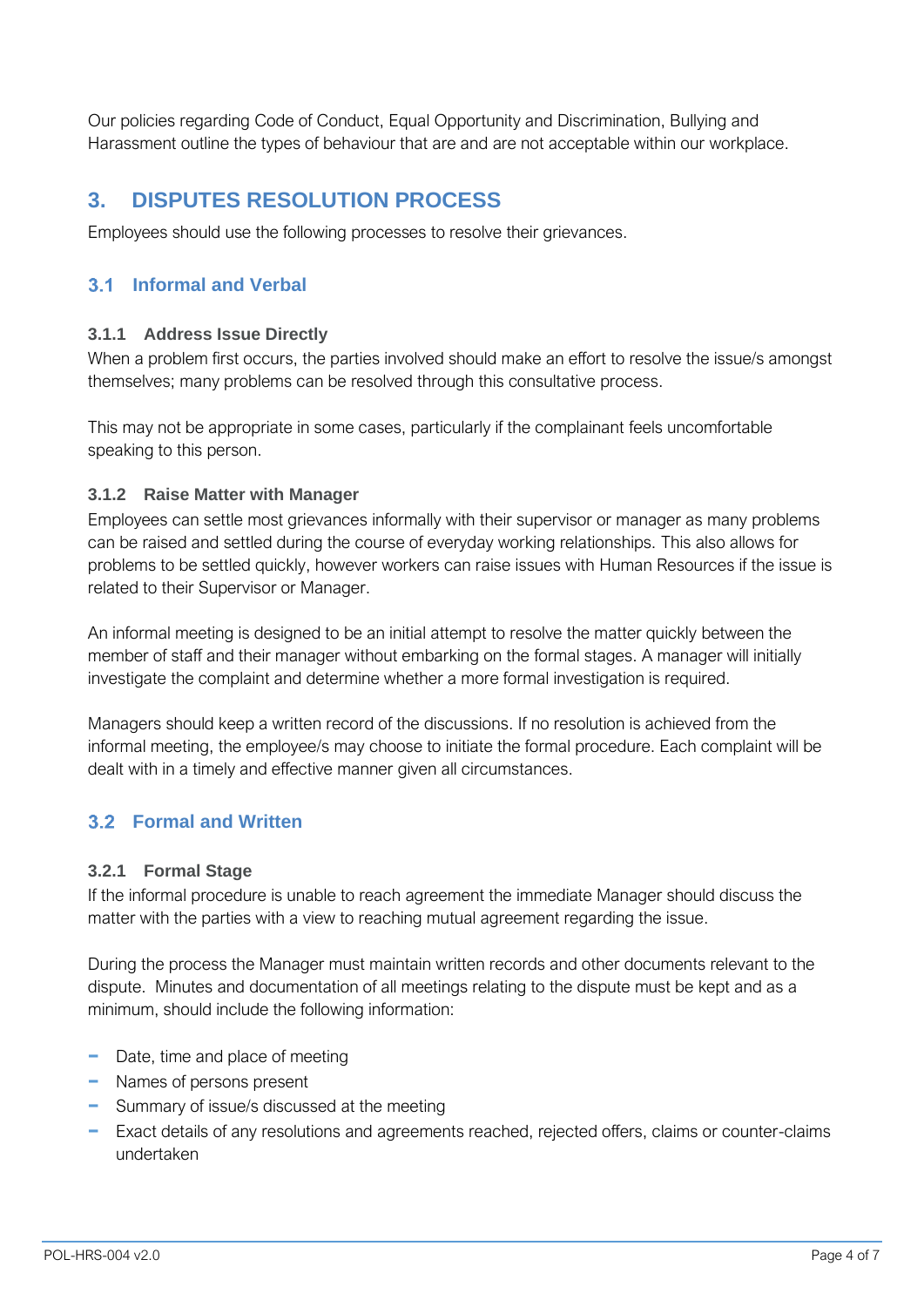Our policies regarding Code of Conduct, Equal Opportunity and Discrimination, Bullying and Harassment outline the types of behaviour that are and are not acceptable within our workplace.

# 3. DISPUTES RESOLUTION PROCESS

Employees should use the following processes to resolve their grievances.

## 3.1 Informal and Verbal

### 3.1.1 Address Issue Directly

When a problem first occurs, the parties involved should make an effort to resolve the issue/s amongst themselves; many problems can be resolved through this consultative process.

This may not be appropriate in some cases, particularly if the complainant feels uncomfortable speaking to this person.

### 3.1.2 Raise Matter with Manager

Employees can settle most grievances informally with their supervisor or manager as many problems can be raised and settled during the course of everyday working relationships. This also allows for problems to be settled quickly, however workers can raise issues with Human Resources if the issue is related to their Supervisor or Manager.

An informal meeting is designed to be an initial attempt to resolve the matter quickly between the member of staff and their manager without embarking on the formal stages. A manager will initially investigate the complaint and determine whether a more formal investigation is required.

Managers should keep a written record of the discussions. If no resolution is achieved from the informal meeting, the employee/s may choose to initiate the formal procedure. Each complaint will be dealt with in a timely and effective manner given all circumstances.

## 3.2 Formal and Written

### 3.2.1 Formal Stage

If the informal procedure is unable to reach agreement the immediate Manager should discuss the matter with the parties with a view to reaching mutual agreement regarding the issue.

During the process the Manager must maintain written records and other documents relevant to the dispute. Minutes and documentation of all meetings relating to the dispute must be kept and as a minimum, should include the following information:

- Date, time and place of meeting
- Names of persons present
- Summary of issue/s discussed at the meeting
- Exact details of any resolutions and agreements reached, rejected offers, claims or counter-claims undertaken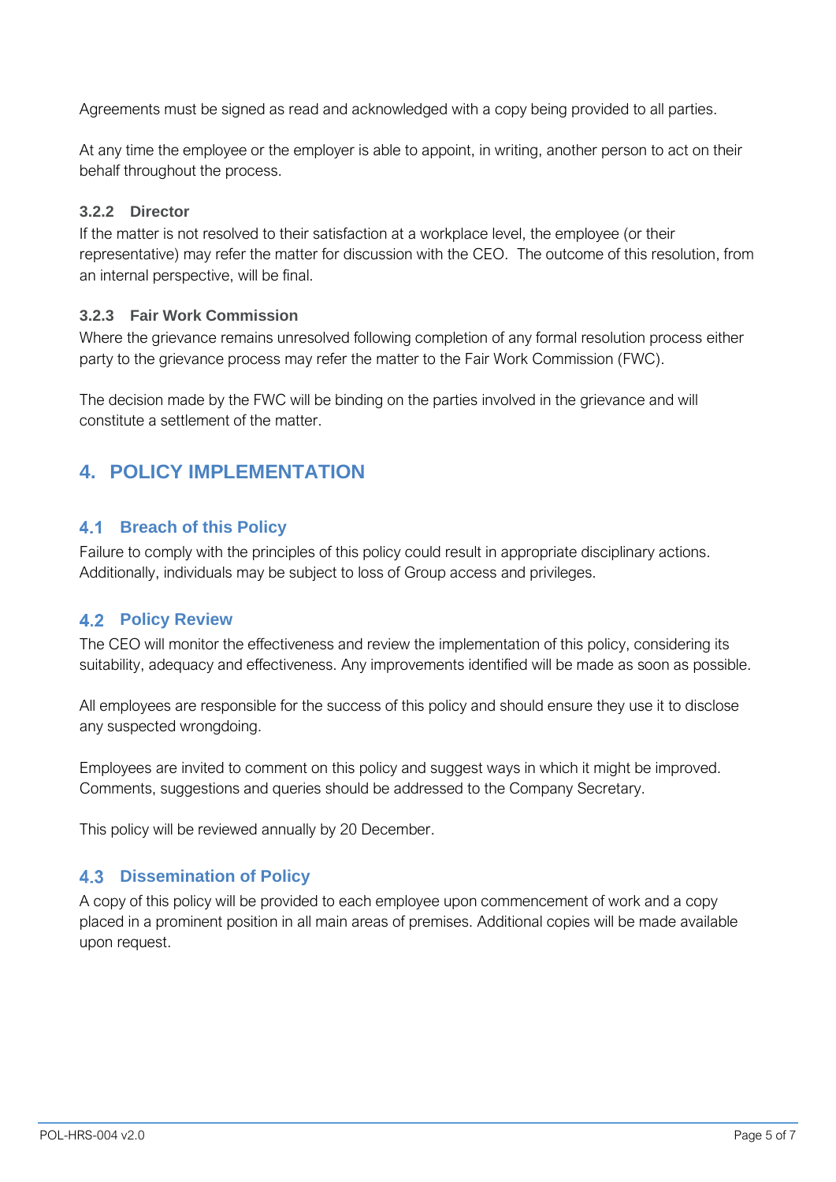Agreements must be signed as read and acknowledged with a copy being provided to all parties.

At any time the employee or the employer is able to appoint, in writing, another person to act on their behalf throughout the process.

#### 3.2.2 Director

If the matter is not resolved to their satisfaction at a workplace level, the employee (or their representative) may refer the matter for discussion with the CEO. The outcome of this resolution, from an internal perspective, will be final.

#### 3.2.3 Fair Work Commission

Where the grievance remains unresolved following completion of any formal resolution process either party to the grievance process may refer the matter to the Fair Work Commission (FWC).

The decision made by the FWC will be binding on the parties involved in the grievance and will constitute a settlement of the matter.

## 4. POLICY IMPLEMENTATION

### 4.1 Breach of this Policy

Failure to comply with the principles of this policy could result in appropriate disciplinary actions. Additionally, individuals may be subject to loss of Group access and privileges.

### 4.2 Policy Review

The CEO will monitor the effectiveness and review the implementation of this policy, considering its suitability, adequacy and effectiveness. Any improvements identified will be made as soon as possible.

All employees are responsible for the success of this policy and should ensure they use it to disclose any suspected wrongdoing.

Employees are invited to comment on this policy and suggest ways in which it might be improved. Comments, suggestions and queries should be addressed to the Company Secretary.

This policy will be reviewed annually by 20 December.

### 4.3 Dissemination of Policy

A copy of this policy will be provided to each employee upon commencement of work and a copy placed in a prominent position in all main areas of premises. Additional copies will be made available upon request.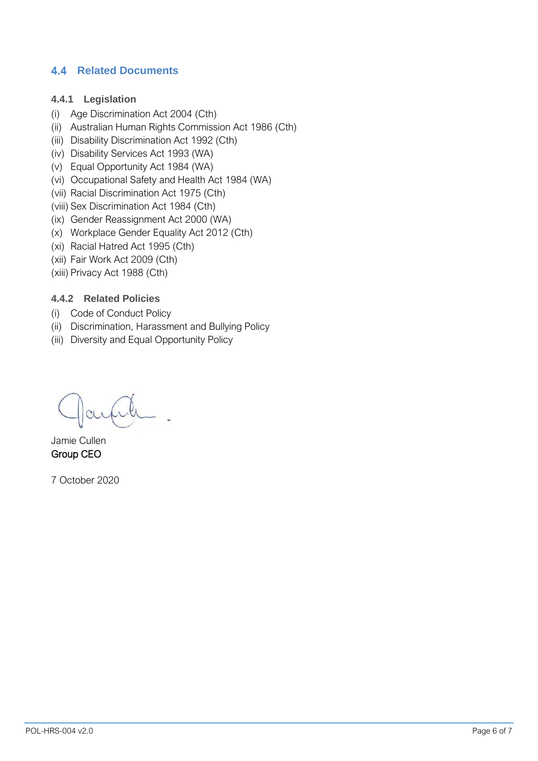## 4.4 Related Documents

### 4.4.1 Legislation

(i) Age Discrimination Act 2004 (Cth)
(ii) Australian Human Rights Commission Act 1986 (Cth)
(iii) Disability Discrimination Act 1992 (Cth)
(iv) Disability Services Act 1993 (WA)
(v) Equal Opportunity Act 1984 (WA)
(vi) Occupational Safety and Health Act 1984 (WA)
(vii) Racial Discrimination Act 1975 (Cth)
(viii) Sex Discrimination Act 1984 (Cth)
(ix) Gender Reassignment Act 2000 (WA)
(x) Workplace Gender Equality Act 2012 (Cth)
(xi) Racial Hatred Act 1995 (Cth)
(xii) Fair Work Act 2009 (Cth)
(xiii) Privacy Act 1988 (Cth)

### 4.4.2 Related Policies

(i) Code of Conduct Policy
(ii) Discrimination, Harassment and Bullying Policy
(iii) Diversity and Equal Opportunity Policy

Jamie Cullen
Group CEO

7 October 2020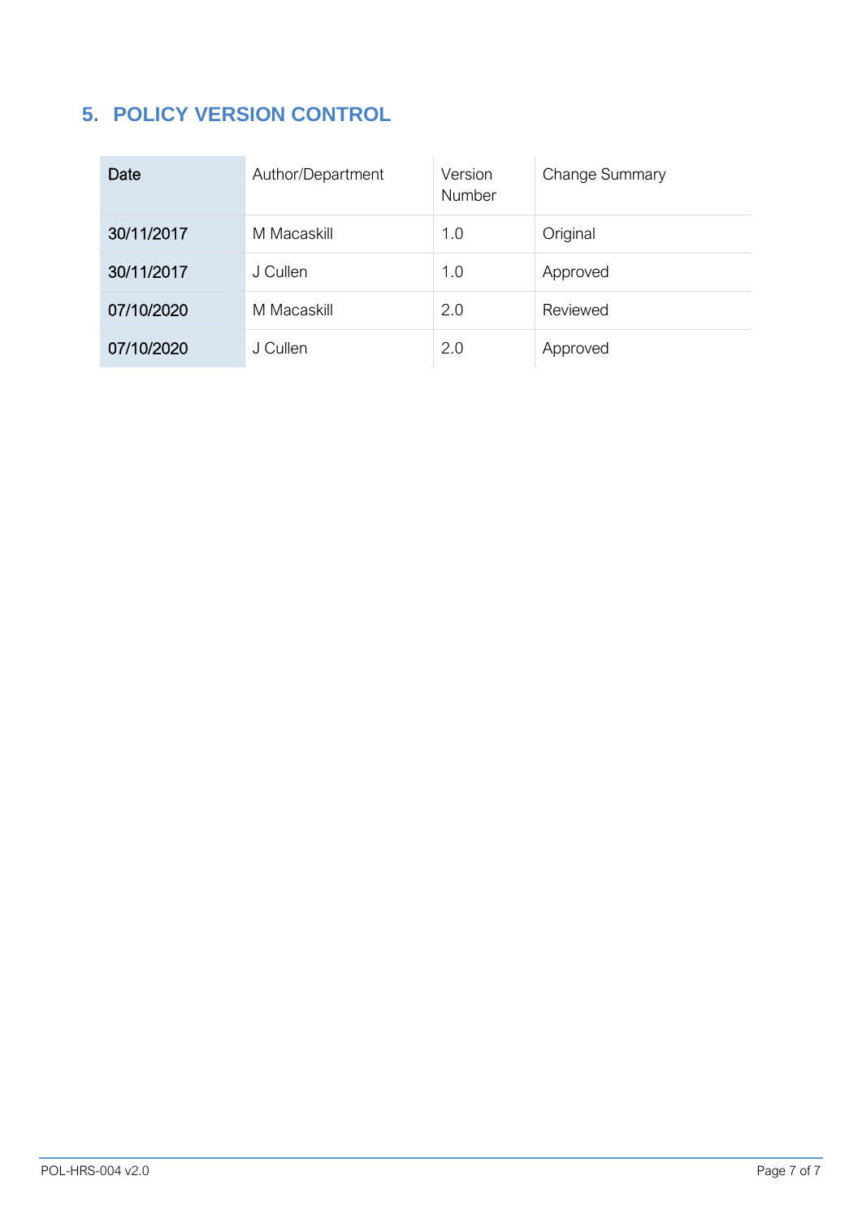## 5. POLICY VERSION CONTROL

| Date | Author/Department | Version Number | Change Summary |
|---|---|---|---|
| 30/11/2017 | M Macaskill | 1.0 | Original |
| 30/11/2017 | J Cullen | 1.0 | Approved |
| 07/10/2020 | M Macaskill | 2.0 | Reviewed |
| 07/10/2020 | J Cullen | 2.0 | Approved |